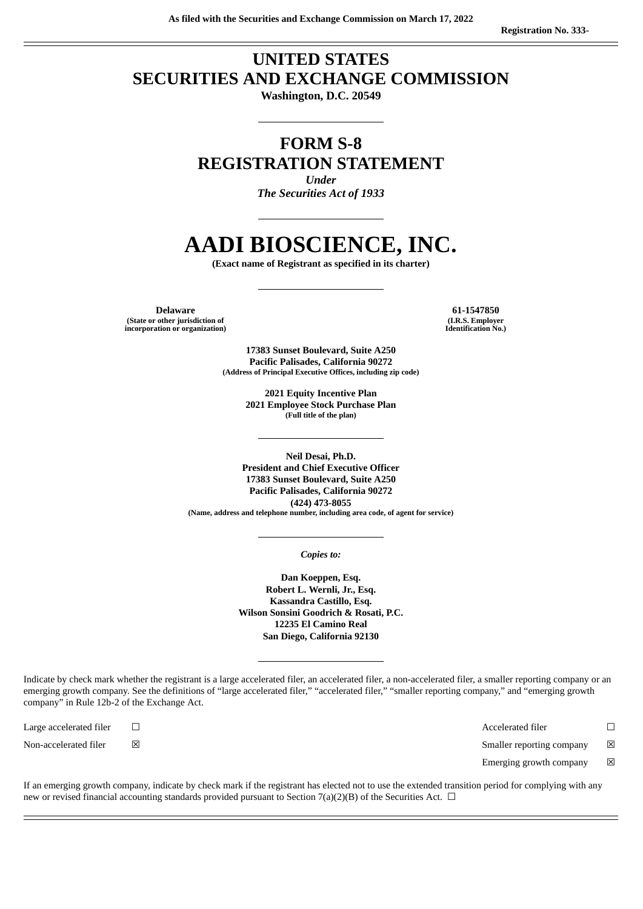As filed with the Securities and Exchange Commission on March 17, 2022

Registration No. 333-

# UNITED STATES
# SECURITIES AND EXCHANGE COMMISSION

**Washington, D.C. 20549**

---

# FORM S-8
# REGISTRATION STATEMENT

*Under*
*The Securities Act of 1933*

---

# AADI BIOSCIENCE, INC.

**(Exact name of Registrant as specified in its charter)**

---

| **Delaware** | **61-1547850** |
|---|---|
| (State or other jurisdiction of incorporation or organization) | (I.R.S. Employer Identification No.) |

**17383 Sunset Boulevard, Suite A250**
**Pacific Palisades, California 90272**
**(Address of Principal Executive Offices, including zip code)**

**2021 Equity Incentive Plan**
**2021 Employee Stock Purchase Plan**
**(Full title of the plan)**

---

**Neil Desai, Ph.D.**
**President and Chief Executive Officer**
**17383 Sunset Boulevard, Suite A250**
**Pacific Palisades, California 90272**
**(424) 473-8055**
**(Name, address and telephone number, including area code, of agent for service)**

---

*Copies to:*

**Dan Koeppen, Esq.**
**Robert L. Wernli, Jr., Esq.**
**Kassandra Castillo, Esq.**
**Wilson Sonsini Goodrich & Rosati, P.C.**
**12235 El Camino Real**
**San Diego, California 92130**

---

Indicate by check mark whether the registrant is a large accelerated filer, an accelerated filer, a non-accelerated filer, a smaller reporting company or an emerging growth company. See the definitions of "large accelerated filer," "accelerated filer," "smaller reporting company," and "emerging growth company" in Rule 12b-2 of the Exchange Act.

| | | | |
|---|---|---|---|
| Large accelerated filer | ☐ | Accelerated filer | ☐ |
| Non-accelerated filer | ☒ | Smaller reporting company | ☒ |
| | | Emerging growth company | ☒ |

If an emerging growth company, indicate by check mark if the registrant has elected not to use the extended transition period for complying with any new or revised financial accounting standards provided pursuant to Section 7(a)(2)(B) of the Securities Act. ☐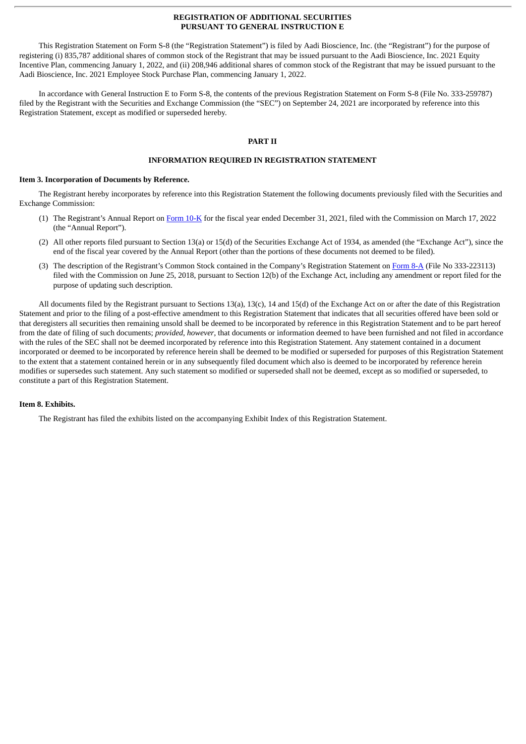# REGISTRATION OF ADDITIONAL SECURITIES PURSUANT TO GENERAL INSTRUCTION E

This Registration Statement on Form S-8 (the "Registration Statement") is filed by Aadi Bioscience, Inc. (the "Registrant") for the purpose of registering (i) 835,787 additional shares of common stock of the Registrant that may be issued pursuant to the Aadi Bioscience, Inc. 2021 Equity Incentive Plan, commencing January 1, 2022, and (ii) 208,946 additional shares of common stock of the Registrant that may be issued pursuant to the Aadi Bioscience, Inc. 2021 Employee Stock Purchase Plan, commencing January 1, 2022.

In accordance with General Instruction E to Form S-8, the contents of the previous Registration Statement on Form S-8 (File No. 333-259787) filed by the Registrant with the Securities and Exchange Commission (the "SEC") on September 24, 2021 are incorporated by reference into this Registration Statement, except as modified or superseded hereby.

## PART II

## INFORMATION REQUIRED IN REGISTRATION STATEMENT

### Item 3. Incorporation of Documents by Reference.

The Registrant hereby incorporates by reference into this Registration Statement the following documents previously filed with the Securities and Exchange Commission:

(1) The Registrant's Annual Report on Form 10-K for the fiscal year ended December 31, 2021, filed with the Commission on March 17, 2022 (the "Annual Report").

(2) All other reports filed pursuant to Section 13(a) or 15(d) of the Securities Exchange Act of 1934, as amended (the "Exchange Act"), since the end of the fiscal year covered by the Annual Report (other than the portions of these documents not deemed to be filed).

(3) The description of the Registrant's Common Stock contained in the Company's Registration Statement on Form 8-A (File No 333-223113) filed with the Commission on June 25, 2018, pursuant to Section 12(b) of the Exchange Act, including any amendment or report filed for the purpose of updating such description.

All documents filed by the Registrant pursuant to Sections 13(a), 13(c), 14 and 15(d) of the Exchange Act on or after the date of this Registration Statement and prior to the filing of a post-effective amendment to this Registration Statement that indicates that all securities offered have been sold or that deregisters all securities then remaining unsold shall be deemed to be incorporated by reference in this Registration Statement and to be part hereof from the date of filing of such documents; *provided*, *however*, that documents or information deemed to have been furnished and not filed in accordance with the rules of the SEC shall not be deemed incorporated by reference into this Registration Statement. Any statement contained in a document incorporated or deemed to be incorporated by reference herein shall be deemed to be modified or superseded for purposes of this Registration Statement to the extent that a statement contained herein or in any subsequently filed document which also is deemed to be incorporated by reference herein modifies or supersedes such statement. Any such statement so modified or superseded shall not be deemed, except as so modified or superseded, to constitute a part of this Registration Statement.

### Item 8. Exhibits.

The Registrant has filed the exhibits listed on the accompanying Exhibit Index of this Registration Statement.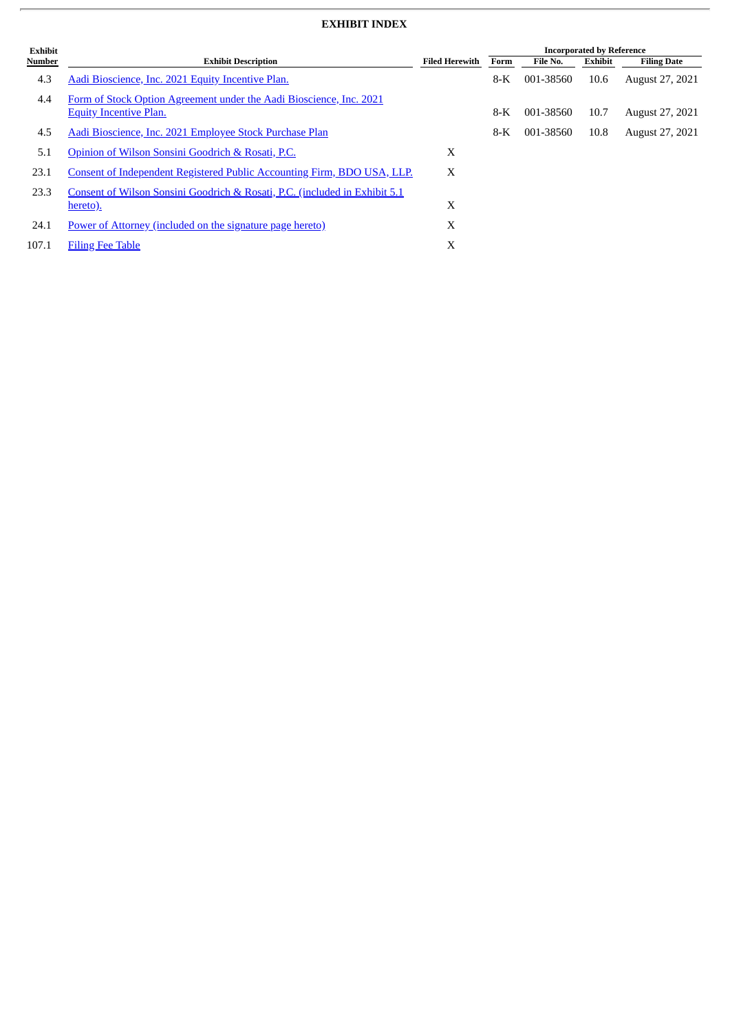## EXHIBIT INDEX

| Exhibit Number | Exhibit Description | Filed Herewith | Incorporated by Reference | | | |
|---|---|---|---|---|---|---|
| | | | Form | File No. | Exhibit | Filing Date |
| 4.3 | Aadi Bioscience, Inc. 2021 Equity Incentive Plan. | | 8-K | 001-38560 | 10.6 | August 27, 2021 |
| 4.4 | Form of Stock Option Agreement under the Aadi Bioscience, Inc. 2021 Equity Incentive Plan. | | 8-K | 001-38560 | 10.7 | August 27, 2021 |
| 4.5 | Aadi Bioscience, Inc. 2021 Employee Stock Purchase Plan | | 8-K | 001-38560 | 10.8 | August 27, 2021 |
| 5.1 | Opinion of Wilson Sonsini Goodrich & Rosati, P.C. | X | | | | |
| 23.1 | Consent of Independent Registered Public Accounting Firm, BDO USA, LLP. | X | | | | |
| 23.3 | Consent of Wilson Sonsini Goodrich & Rosati, P.C. (included in Exhibit 5.1 hereto). | X | | | | |
| 24.1 | Power of Attorney (included on the signature page hereto) | X | | | | |
| 107.1 | Filing Fee Table | X | | | | |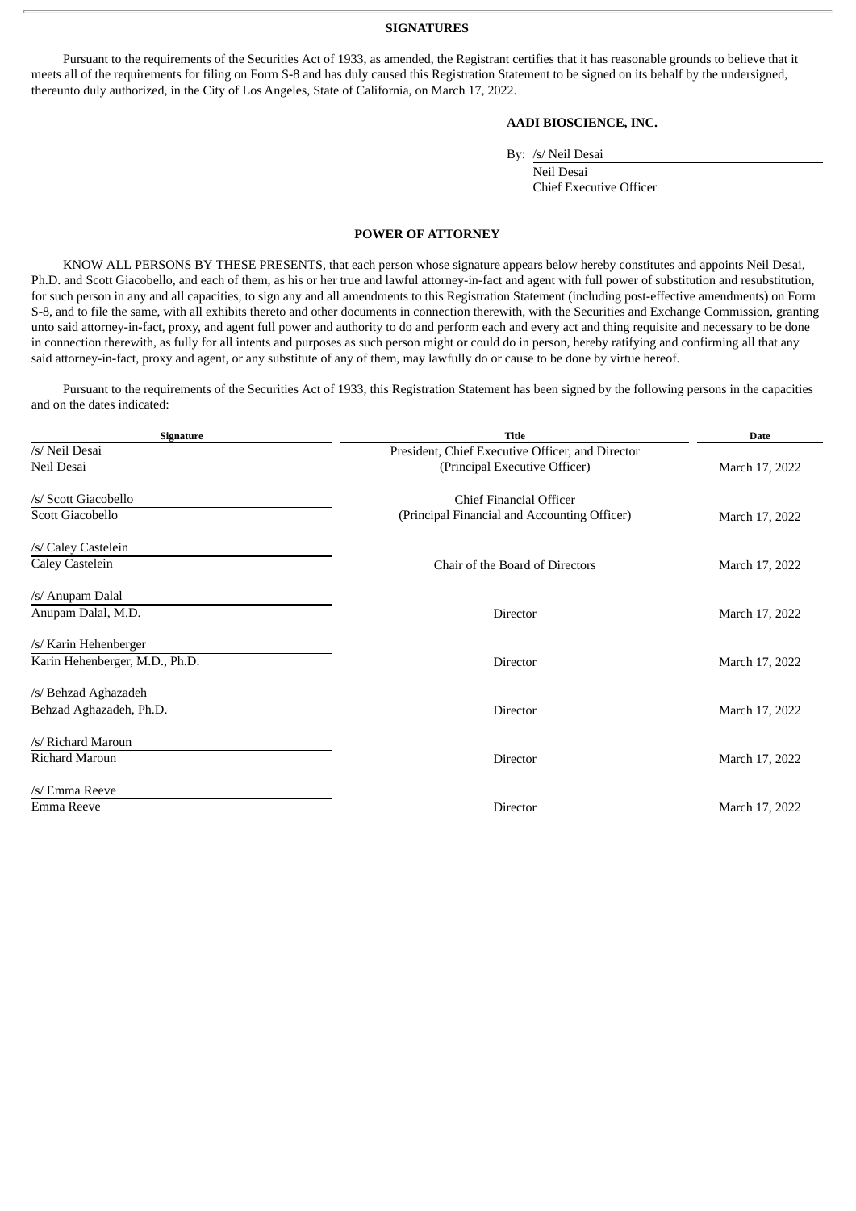## SIGNATURES

Pursuant to the requirements of the Securities Act of 1933, as amended, the Registrant certifies that it has reasonable grounds to believe that it meets all of the requirements for filing on Form S-8 and has duly caused this Registration Statement to be signed on its behalf by the undersigned, thereunto duly authorized, in the City of Los Angeles, State of California, on March 17, 2022.

**AADI BIOSCIENCE, INC.**

By: /s/ Neil Desai
Neil Desai
Chief Executive Officer

## POWER OF ATTORNEY

KNOW ALL PERSONS BY THESE PRESENTS, that each person whose signature appears below hereby constitutes and appoints Neil Desai, Ph.D. and Scott Giacobello, and each of them, as his or her true and lawful attorney-in-fact and agent with full power of substitution and resubstitution, for such person in any and all capacities, to sign any and all amendments to this Registration Statement (including post-effective amendments) on Form S-8, and to file the same, with all exhibits thereto and other documents in connection therewith, with the Securities and Exchange Commission, granting unto said attorney-in-fact, proxy, and agent full power and authority to do and perform each and every act and thing requisite and necessary to be done in connection therewith, as fully for all intents and purposes as such person might or could do in person, hereby ratifying and confirming all that any said attorney-in-fact, proxy and agent, or any substitute of any of them, may lawfully do or cause to be done by virtue hereof.

Pursuant to the requirements of the Securities Act of 1933, this Registration Statement has been signed by the following persons in the capacities and on the dates indicated:

| Signature | Title | Date |
|---|---|---|
| /s/ Neil Desai<br>Neil Desai | President, Chief Executive Officer, and Director<br>(Principal Executive Officer) | March 17, 2022 |
| /s/ Scott Giacobello<br>Scott Giacobello | Chief Financial Officer<br>(Principal Financial and Accounting Officer) | March 17, 2022 |
| /s/ Caley Castelein<br>Caley Castelein | Chair of the Board of Directors | March 17, 2022 |
| /s/ Anupam Dalal<br>Anupam Dalal, M.D. | Director | March 17, 2022 |
| /s/ Karin Hehenberger<br>Karin Hehenberger, M.D., Ph.D. | Director | March 17, 2022 |
| /s/ Behzad Aghazadeh<br>Behzad Aghazadeh, Ph.D. | Director | March 17, 2022 |
| /s/ Richard Maroun<br>Richard Maroun | Director | March 17, 2022 |
| /s/ Emma Reeve<br>Emma Reeve | Director | March 17, 2022 |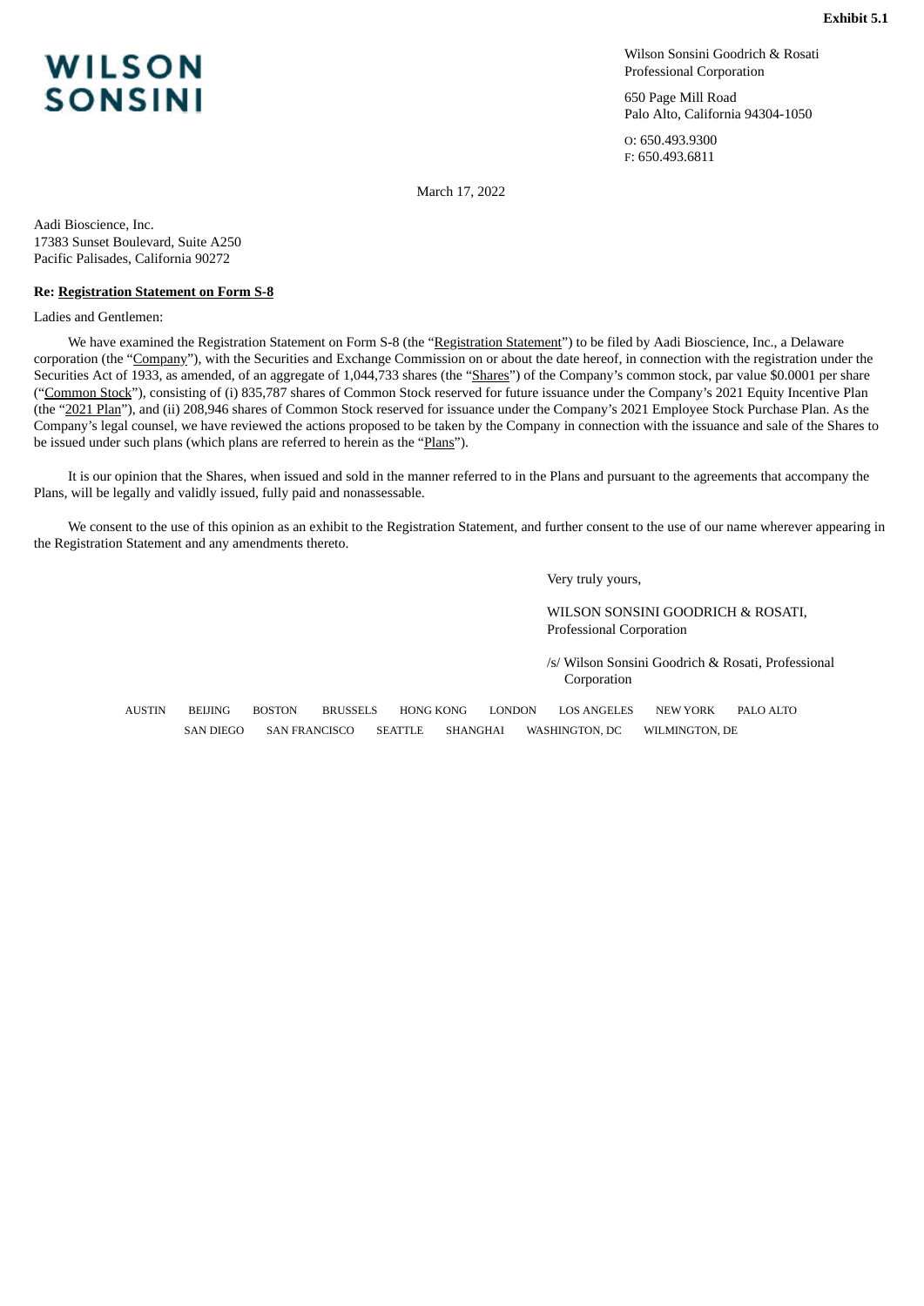**Exhibit 5.1**

WILSON SONSINI

Wilson Sonsini Goodrich & Rosati
Professional Corporation

650 Page Mill Road
Palo Alto, California 94304-1050

O: 650.493.9300
F: 650.493.6811

March 17, 2022

Aadi Bioscience, Inc.
17383 Sunset Boulevard, Suite A250
Pacific Palisades, California 90272

**Re: Registration Statement on Form S-8**

Ladies and Gentlemen:

We have examined the Registration Statement on Form S-8 (the "Registration Statement") to be filed by Aadi Bioscience, Inc., a Delaware corporation (the "Company"), with the Securities and Exchange Commission on or about the date hereof, in connection with the registration under the Securities Act of 1933, as amended, of an aggregate of 1,044,733 shares (the "Shares") of the Company's common stock, par value $0.0001 per share ("Common Stock"), consisting of (i) 835,787 shares of Common Stock reserved for future issuance under the Company's 2021 Equity Incentive Plan (the "2021 Plan"), and (ii) 208,946 shares of Common Stock reserved for issuance under the Company's 2021 Employee Stock Purchase Plan. As the Company's legal counsel, we have reviewed the actions proposed to be taken by the Company in connection with the issuance and sale of the Shares to be issued under such plans (which plans are referred to herein as the "Plans").

It is our opinion that the Shares, when issued and sold in the manner referred to in the Plans and pursuant to the agreements that accompany the Plans, will be legally and validly issued, fully paid and nonassessable.

We consent to the use of this opinion as an exhibit to the Registration Statement, and further consent to the use of our name wherever appearing in the Registration Statement and any amendments thereto.

Very truly yours,

WILSON SONSINI GOODRICH & ROSATI,
Professional Corporation

/s/ Wilson Sonsini Goodrich & Rosati, Professional Corporation

AUSTIN BEIJING BOSTON BRUSSELS HONG KONG LONDON LOS ANGELES NEW YORK PALO ALTO
SAN DIEGO SAN FRANCISCO SEATTLE SHANGHAI WASHINGTON, DC WILMINGTON, DE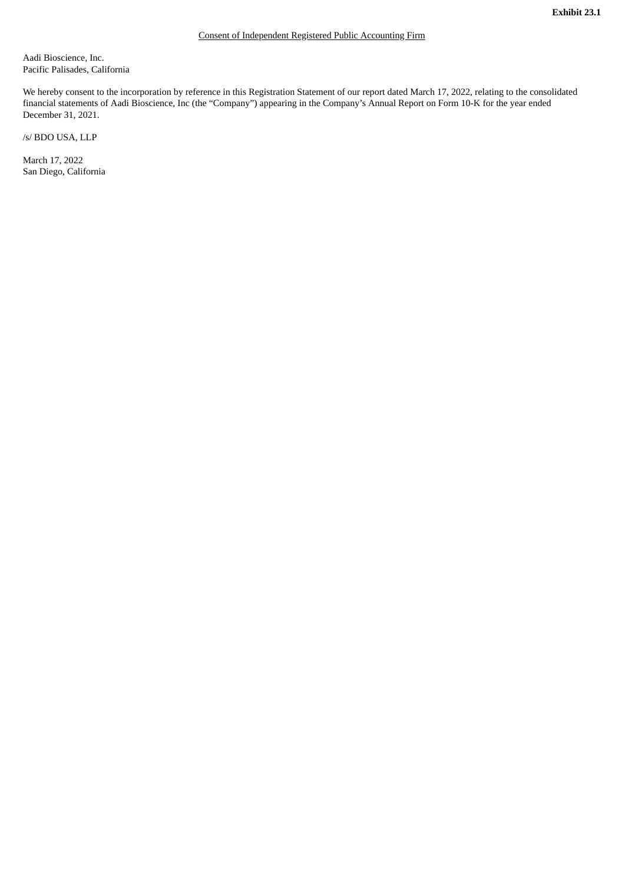**Exhibit 23.1**

Consent of Independent Registered Public Accounting Firm

Aadi Bioscience, Inc.
Pacific Palisades, California

We hereby consent to the incorporation by reference in this Registration Statement of our report dated March 17, 2022, relating to the consolidated financial statements of Aadi Bioscience, Inc (the "Company") appearing in the Company's Annual Report on Form 10-K for the year ended December 31, 2021.

/s/ BDO USA, LLP

March 17, 2022
San Diego, California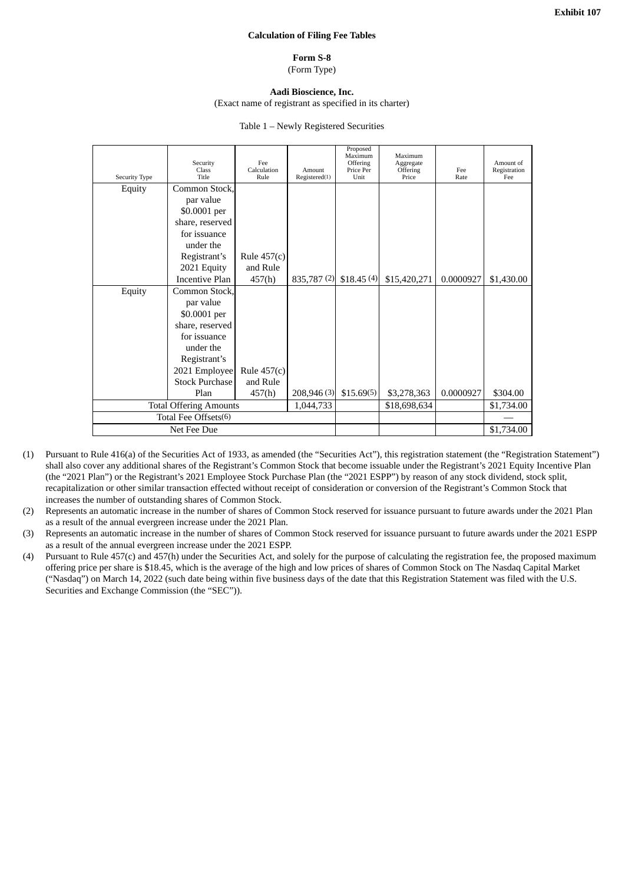**Exhibit 107**

**Calculation of Filing Fee Tables**

**Form S-8**

(Form Type)

**Aadi Bioscience, Inc.**

(Exact name of registrant as specified in its charter)

Table 1 – Newly Registered Securities

| Security Type | Security Class Title | Fee Calculation Rule | Amount Registered(1) | Proposed Maximum Offering Price Per Unit | Maximum Aggregate Offering Price | Fee Rate | Amount of Registration Fee |
|---|---|---|---|---|---|---|---|
| Equity | Common Stock, par value $0.0001 per share, reserved for issuance under the Registrant's 2021 Equity Incentive Plan | Rule 457(c) and Rule 457(h) | 835,787 (2) | $18.45 (4) | $15,420,271 | 0.0000927 | $1,430.00 |
| Equity | Common Stock, par value $0.0001 per share, reserved for issuance under the Registrant's 2021 Employee Stock Purchase Plan | Rule 457(c) and Rule 457(h) | 208,946 (3) | $15.69(5) | $3,278,363 | 0.0000927 | $304.00 |
| Total Offering Amounts | | | 1,044,733 | | $18,698,634 | | $1,734.00 |
| Total Fee Offsets(6) | | | | | | | — |
| Net Fee Due | | | | | | | $1,734.00 |

(1) Pursuant to Rule 416(a) of the Securities Act of 1933, as amended (the "Securities Act"), this registration statement (the "Registration Statement") shall also cover any additional shares of the Registrant's Common Stock that become issuable under the Registrant's 2021 Equity Incentive Plan (the "2021 Plan") or the Registrant's 2021 Employee Stock Purchase Plan (the "2021 ESPP") by reason of any stock dividend, stock split, recapitalization or other similar transaction effected without receipt of consideration or conversion of the Registrant's Common Stock that increases the number of outstanding shares of Common Stock.

(2) Represents an automatic increase in the number of shares of Common Stock reserved for issuance pursuant to future awards under the 2021 Plan as a result of the annual evergreen increase under the 2021 Plan.

(3) Represents an automatic increase in the number of shares of Common Stock reserved for issuance pursuant to future awards under the 2021 ESPP as a result of the annual evergreen increase under the 2021 ESPP.

(4) Pursuant to Rule 457(c) and 457(h) under the Securities Act, and solely for the purpose of calculating the registration fee, the proposed maximum offering price per share is $18.45, which is the average of the high and low prices of shares of Common Stock on The Nasdaq Capital Market ("Nasdaq") on March 14, 2022 (such date being within five business days of the date that this Registration Statement was filed with the U.S. Securities and Exchange Commission (the "SEC")).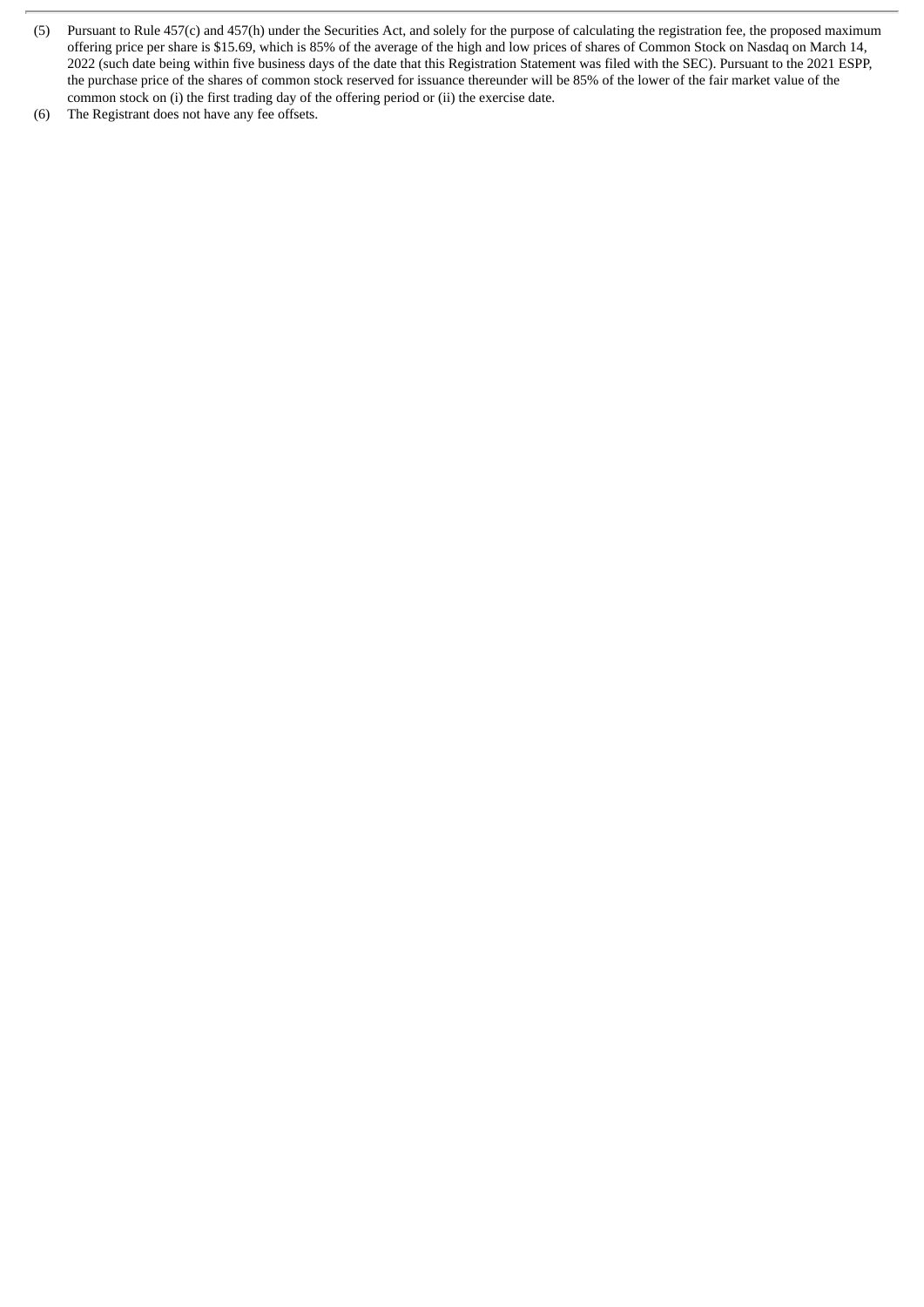(5) Pursuant to Rule 457(c) and 457(h) under the Securities Act, and solely for the purpose of calculating the registration fee, the proposed maximum offering price per share is $15.69, which is 85% of the average of the high and low prices of shares of Common Stock on Nasdaq on March 14, 2022 (such date being within five business days of the date that this Registration Statement was filed with the SEC). Pursuant to the 2021 ESPP, the purchase price of the shares of common stock reserved for issuance thereunder will be 85% of the lower of the fair market value of the common stock on (i) the first trading day of the offering period or (ii) the exercise date.

(6) The Registrant does not have any fee offsets.